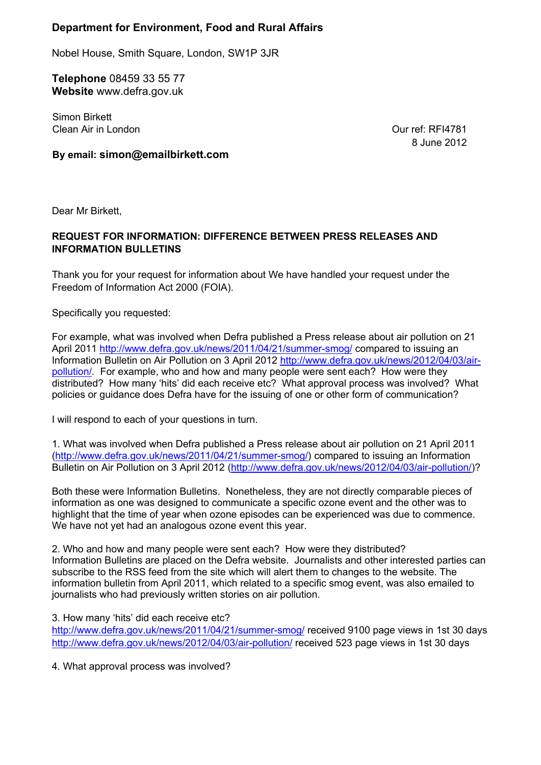**Department for Environment, Food and Rural Affairs**

Nobel House, Smith Square, London, SW1P 3JR

**Telephone** 08459 33 55 77
**Website** www.defra.gov.uk

Simon Birkett
Clean Air in London

Our ref: RFI4781
8 June 2012

**By email: simon@emailbirkett.com**

Dear Mr Birkett,

**REQUEST FOR INFORMATION: DIFFERENCE BETWEEN PRESS RELEASES AND INFORMATION BULLETINS**

Thank you for your request for information about We have handled your request under the Freedom of Information Act 2000 (FOIA).

Specifically you requested:

For example, what was involved when Defra published a Press release about air pollution on 21 April 2011 http://www.defra.gov.uk/news/2011/04/21/summer-smog/ compared to issuing an Information Bulletin on Air Pollution on 3 April 2012 http://www.defra.gov.uk/news/2012/04/03/air-pollution/. For example, who and how and many people were sent each? How were they distributed? How many 'hits' did each receive etc? What approval process was involved? What policies or guidance does Defra have for the issuing of one or other form of communication?

I will respond to each of your questions in turn.

1. What was involved when Defra published a Press release about air pollution on 21 April 2011 (http://www.defra.gov.uk/news/2011/04/21/summer-smog/) compared to issuing an Information Bulletin on Air Pollution on 3 April 2012 (http://www.defra.gov.uk/news/2012/04/03/air-pollution/)?

Both these were Information Bulletins. Nonetheless, they are not directly comparable pieces of information as one was designed to communicate a specific ozone event and the other was to highlight that the time of year when ozone episodes can be experienced was due to commence. We have not yet had an analogous ozone event this year.

2. Who and how and many people were sent each? How were they distributed?
Information Bulletins are placed on the Defra website. Journalists and other interested parties can subscribe to the RSS feed from the site which will alert them to changes to the website. The information bulletin from April 2011, which related to a specific smog event, was also emailed to journalists who had previously written stories on air pollution.

3. How many 'hits' did each receive etc?
http://www.defra.gov.uk/news/2011/04/21/summer-smog/ received 9100 page views in 1st 30 days
http://www.defra.gov.uk/news/2012/04/03/air-pollution/ received 523 page views in 1st 30 days

4. What approval process was involved?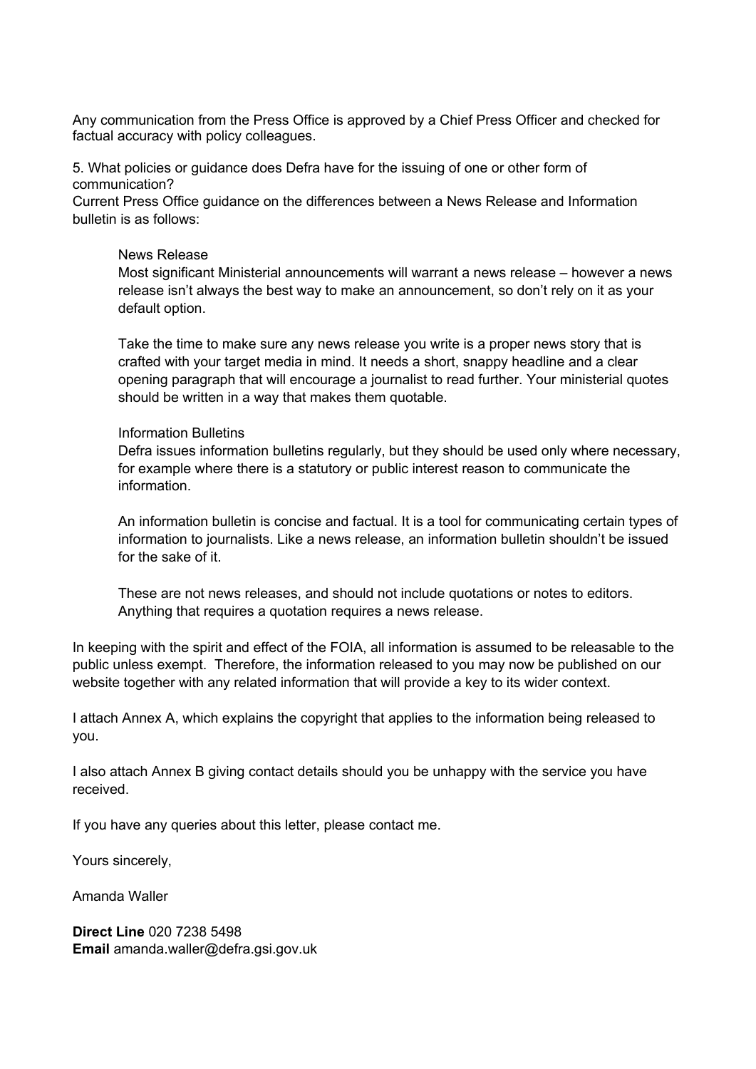Any communication from the Press Office is approved by a Chief Press Officer and checked for factual accuracy with policy colleagues.

5. What policies or guidance does Defra have for the issuing of one or other form of communication?
Current Press Office guidance on the differences between a News Release and Information bulletin is as follows:

> News Release
> Most significant Ministerial announcements will warrant a news release – however a news release isn't always the best way to make an announcement, so don't rely on it as your default option.
>
> Take the time to make sure any news release you write is a proper news story that is crafted with your target media in mind. It needs a short, snappy headline and a clear opening paragraph that will encourage a journalist to read further. Your ministerial quotes should be written in a way that makes them quotable.
>
> Information Bulletins
> Defra issues information bulletins regularly, but they should be used only where necessary, for example where there is a statutory or public interest reason to communicate the information.
>
> An information bulletin is concise and factual. It is a tool for communicating certain types of information to journalists. Like a news release, an information bulletin shouldn't be issued for the sake of it.
>
> These are not news releases, and should not include quotations or notes to editors. Anything that requires a quotation requires a news release.

In keeping with the spirit and effect of the FOIA, all information is assumed to be releasable to the public unless exempt. Therefore, the information released to you may now be published on our website together with any related information that will provide a key to its wider context.

I attach Annex A, which explains the copyright that applies to the information being released to you.

I also attach Annex B giving contact details should you be unhappy with the service you have received.

If you have any queries about this letter, please contact me.

Yours sincerely,

Amanda Waller

**Direct Line** 020 7238 5498
**Email** amanda.waller@defra.gsi.gov.uk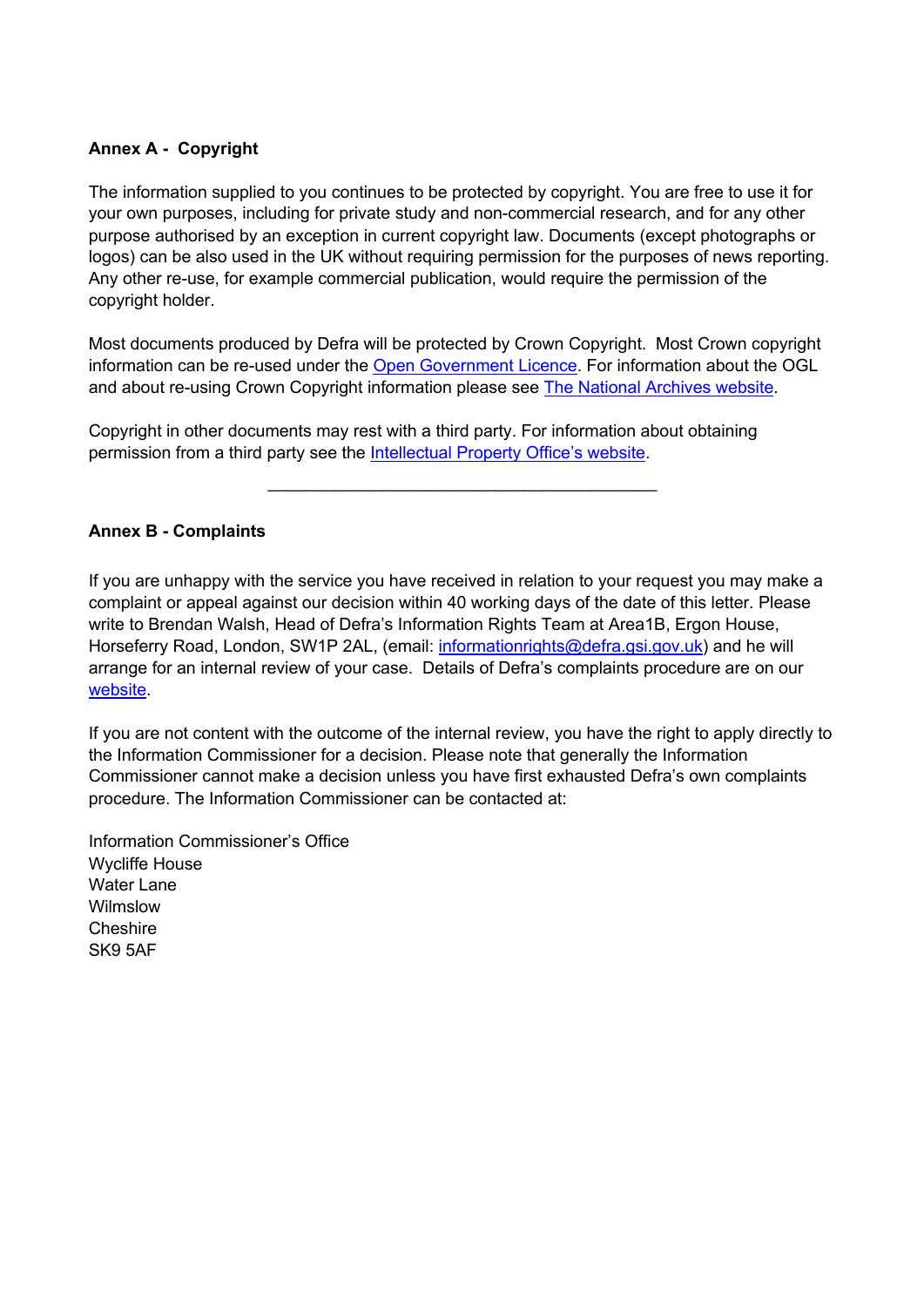**Annex A - Copyright**

The information supplied to you continues to be protected by copyright. You are free to use it for your own purposes, including for private study and non-commercial research, and for any other purpose authorised by an exception in current copyright law. Documents (except photographs or logos) can be also used in the UK without requiring permission for the purposes of news reporting. Any other re-use, for example commercial publication, would require the permission of the copyright holder.

Most documents produced by Defra will be protected by Crown Copyright. Most Crown copyright information can be re-used under the Open Government Licence. For information about the OGL and about re-using Crown Copyright information please see The National Archives website.

Copyright in other documents may rest with a third party. For information about obtaining permission from a third party see the Intellectual Property Office's website.

---

**Annex B - Complaints**

If you are unhappy with the service you have received in relation to your request you may make a complaint or appeal against our decision within 40 working days of the date of this letter. Please write to Brendan Walsh, Head of Defra's Information Rights Team at Area1B, Ergon House, Horseferry Road, London, SW1P 2AL, (email: informationrights@defra.gsi.gov.uk) and he will arrange for an internal review of your case. Details of Defra's complaints procedure are on our website.

If you are not content with the outcome of the internal review, you have the right to apply directly to the Information Commissioner for a decision. Please note that generally the Information Commissioner cannot make a decision unless you have first exhausted Defra's own complaints procedure. The Information Commissioner can be contacted at:

Information Commissioner's Office
Wycliffe House
Water Lane
Wilmslow
Cheshire
SK9 5AF